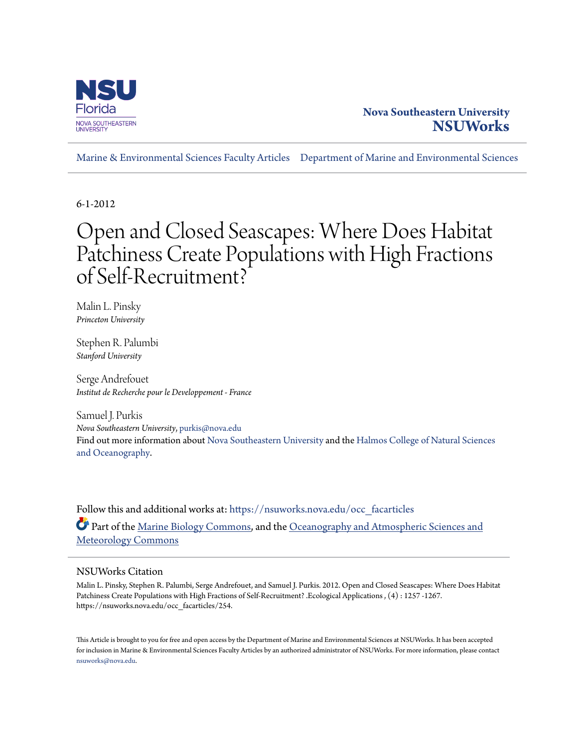Nova Southeastern University
**NSUWorks**

Marine & Environmental Sciences Faculty Articles | Department of Marine and Environmental Sciences

6-1-2012

# Open and Closed Seascapes: Where Does Habitat Patchiness Create Populations with High Fractions of Self-Recruitment?

Malin L. Pinsky
*Princeton University*

Stephen R. Palumbi
*Stanford University*

Serge Andrefouet
*Institut de Recherche pour le Developpement - France*

Samuel J. Purkis
*Nova Southeastern University*, purkis@nova.edu

Find out more information about Nova Southeastern University and the Halmos College of Natural Sciences and Oceanography.

Follow this and additional works at: https://nsuworks.nova.edu/occ_facarticles

Part of the Marine Biology Commons, and the Oceanography and Atmospheric Sciences and Meteorology Commons

## NSUWorks Citation

Malin L. Pinsky, Stephen R. Palumbi, Serge Andrefouet, and Samuel J. Purkis. 2012. Open and Closed Seascapes: Where Does Habitat Patchiness Create Populations with High Fractions of Self-Recruitment? .Ecological Applications , (4) : 1257 -1267. https://nsuworks.nova.edu/occ_facarticles/254.

This Article is brought to you for free and open access by the Department of Marine and Environmental Sciences at NSUWorks. It has been accepted for inclusion in Marine & Environmental Sciences Faculty Articles by an authorized administrator of NSUWorks. For more information, please contact nsuworks@nova.edu.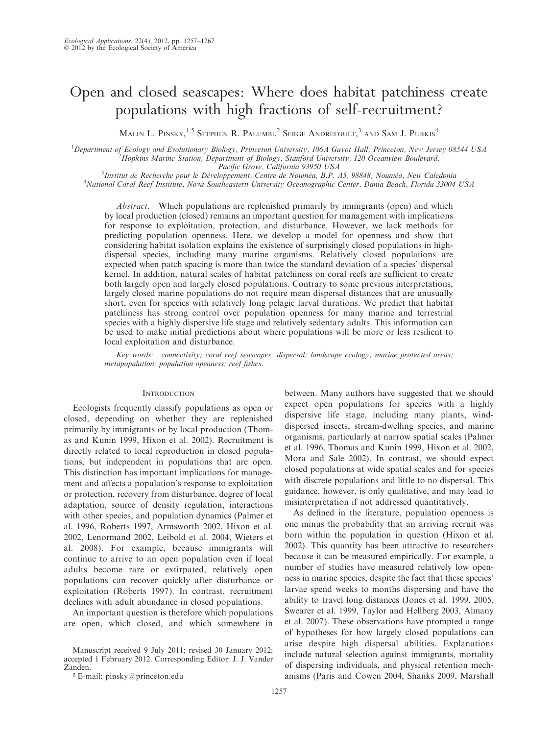# Open and closed seascapes: Where does habitat patchiness create populations with high fractions of self-recruitment?

Malin L. Pinsky,[1,5] Stephen R. Palumbi,[2] Serge Andréfouët,[3] and Sam J. Purkis[4]

[1]Department of Ecology and Evolutionary Biology, Princeton University, 106A Guyot Hall, Princeton, New Jersey 08544 USA
[2]Hopkins Marine Station, Department of Biology, Stanford University, 120 Oceanview Boulevard, Pacific Grove, California 93950 USA
[3]Institut de Recherche pour le Développement, Centre de Nouméa, B.P. A5, 98848, Nouméa, New Caledonia
[4]National Coral Reef Institute, Nova Southeastern University Oceanographic Center, Dania Beach, Florida 33004 USA

*Abstract*. Which populations are replenished primarily by immigrants (open) and which by local production (closed) remains an important question for management with implications for response to exploitation, protection, and disturbance. However, we lack methods for predicting population openness. Here, we develop a model for openness and show that considering habitat isolation explains the existence of surprisingly closed populations in high-dispersal species, including many marine organisms. Relatively closed populations are expected when patch spacing is more than twice the standard deviation of a species' dispersal kernel. In addition, natural scales of habitat patchiness on coral reefs are sufficient to create both largely open and largely closed populations. Contrary to some previous interpretations, largely closed marine populations do not require mean dispersal distances that are unusually short, even for species with relatively long pelagic larval durations. We predict that habitat patchiness has strong control over population openness for many marine and terrestrial species with a highly dispersive life stage and relatively sedentary adults. This information can be used to make initial predictions about where populations will be more or less resilient to local exploitation and disturbance.

*Key words*: connectivity; coral reef seascapes; dispersal; landscape ecology; marine protected areas; metapopulation; population openness; reef fishes.

## Introduction

Ecologists frequently classify populations as open or closed, depending on whether they are replenished primarily by immigrants or by local production (Thomas and Kunin 1999, Hixon et al. 2002). Recruitment is directly related to local reproduction in closed populations, but independent in populations that are open. This distinction has important implications for management and affects a population's response to exploitation or protection, recovery from disturbance, degree of local adaptation, source of density regulation, interactions with other species, and population dynamics (Palmer et al. 1996, Roberts 1997, Armsworth 2002, Hixon et al. 2002, Lenormand 2002, Leibold et al. 2004, Wieters et al. 2008). For example, because immigrants will continue to arrive to an open population even if local adults become rare or extirpated, relatively open populations can recover quickly after disturbance or exploitation (Roberts 1997). In contrast, recruitment declines with adult abundance in closed populations.

An important question is therefore which populations are open, which closed, and which somewhere in between. Many authors have suggested that we should expect open populations for species with a highly dispersive life stage, including many plants, wind-dispersed insects, stream-dwelling species, and marine organisms, particularly at narrow spatial scales (Palmer et al. 1996, Thomas and Kunin 1999, Hixon et al. 2002, Mora and Sale 2002). In contrast, we should expect closed populations at wide spatial scales and for species with discrete populations and little to no dispersal. This guidance, however, is only qualitative, and may lead to misinterpretation if not addressed quantitatively.

As defined in the literature, population openness is one minus the probability that an arriving recruit was born within the population in question (Hixon et al. 2002). This quantity has been attractive to researchers because it can be measured empirically. For example, a number of studies have measured relatively low openness in marine species, despite the fact that these species' larvae spend weeks to months dispersing and have the ability to travel long distances (Jones et al. 1999, 2005, Swearer et al. 1999, Taylor and Hellberg 2003, Almany et al. 2007). These observations have prompted a range of hypotheses for how largely closed populations can arise despite high dispersal abilities. Explanations include natural selection against immigrants, mortality of dispersing individuals, and physical retention mechanisms (Paris and Cowen 2004, Shanks 2009, Marshall

Manuscript received 9 July 2011; revised 30 January 2012; accepted 1 February 2012. Corresponding Editor: J. J. Vander Zanden.

[5] E-mail: pinsky@princeton.edu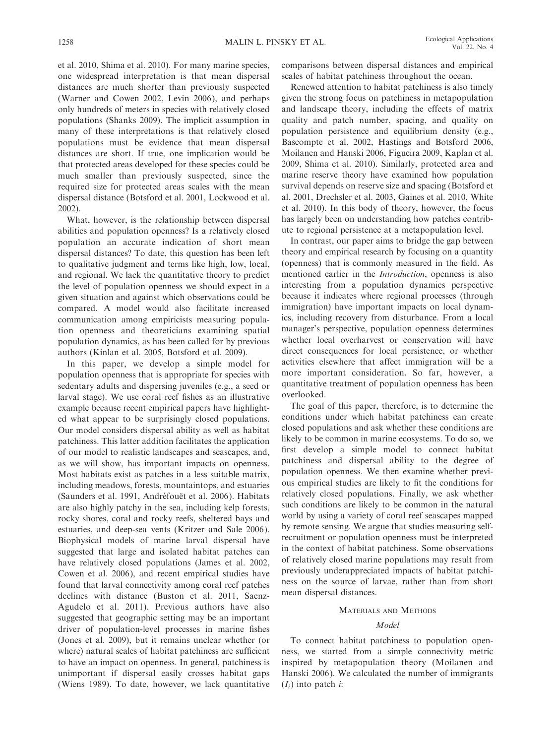et al. 2010, Shima et al. 2010). For many marine species, one widespread interpretation is that mean dispersal distances are much shorter than previously suspected (Warner and Cowen 2002, Levin 2006), and perhaps only hundreds of meters in species with relatively closed populations (Shanks 2009). The implicit assumption in many of these interpretations is that relatively closed populations must be evidence that mean dispersal distances are short. If true, one implication would be that protected areas developed for these species could be much smaller than previously suspected, since the required size for protected areas scales with the mean dispersal distance (Botsford et al. 2001, Lockwood et al. 2002).

What, however, is the relationship between dispersal abilities and population openness? Is a relatively closed population an accurate indication of short mean dispersal distances? To date, this question has been left to qualitative judgment and terms like high, low, local, and regional. We lack the quantitative theory to predict the level of population openness we should expect in a given situation and against which observations could be compared. A model would also facilitate increased communication among empiricists measuring population openness and theoreticians examining spatial population dynamics, as has been called for by previous authors (Kinlan et al. 2005, Botsford et al. 2009).

In this paper, we develop a simple model for population openness that is appropriate for species with sedentary adults and dispersing juveniles (e.g., a seed or larval stage). We use coral reef fishes as an illustrative example because recent empirical papers have highlighted what appear to be surprisingly closed populations. Our model considers dispersal ability as well as habitat patchiness. This latter addition facilitates the application of our model to realistic landscapes and seascapes, and, as we will show, has important impacts on openness. Most habitats exist as patches in a less suitable matrix, including meadows, forests, mountaintops, and estuaries (Saunders et al. 1991, Andréfouët et al. 2006). Habitats are also highly patchy in the sea, including kelp forests, rocky shores, coral and rocky reefs, sheltered bays and estuaries, and deep-sea vents (Kritzer and Sale 2006). Biophysical models of marine larval dispersal have suggested that large and isolated habitat patches can have relatively closed populations (James et al. 2002, Cowen et al. 2006), and recent empirical studies have found that larval connectivity among coral reef patches declines with distance (Buston et al. 2011, Saenz-Agudelo et al. 2011). Previous authors have also suggested that geographic setting may be an important driver of population-level processes in marine fishes (Jones et al. 2009), but it remains unclear whether (or where) natural scales of habitat patchiness are sufficient to have an impact on openness. In general, patchiness is unimportant if dispersal easily crosses habitat gaps (Wiens 1989). To date, however, we lack quantitative comparisons between dispersal distances and empirical scales of habitat patchiness throughout the ocean.

Renewed attention to habitat patchiness is also timely given the strong focus on patchiness in metapopulation and landscape theory, including the effects of matrix quality and patch number, spacing, and quality on population persistence and equilibrium density (e.g., Bascompte et al. 2002, Hastings and Botsford 2006, Moilanen and Hanski 2006, Figueira 2009, Kaplan et al. 2009, Shima et al. 2010). Similarly, protected area and marine reserve theory have examined how population survival depends on reserve size and spacing (Botsford et al. 2001, Drechsler et al. 2003, Gaines et al. 2010, White et al. 2010). In this body of theory, however, the focus has largely been on understanding how patches contribute to regional persistence at a metapopulation level.

In contrast, our paper aims to bridge the gap between theory and empirical research by focusing on a quantity (openness) that is commonly measured in the field. As mentioned earlier in the *Introduction*, openness is also interesting from a population dynamics perspective because it indicates where regional processes (through immigration) have important impacts on local dynamics, including recovery from disturbance. From a local manager's perspective, population openness determines whether local overharvest or conservation will have direct consequences for local persistence, or whether activities elsewhere that affect immigration will be a more important consideration. So far, however, a quantitative treatment of population openness has been overlooked.

The goal of this paper, therefore, is to determine the conditions under which habitat patchiness can create closed populations and ask whether these conditions are likely to be common in marine ecosystems. To do so, we first develop a simple model to connect habitat patchiness and dispersal ability to the degree of population openness. We then examine whether previous empirical studies are likely to fit the conditions for relatively closed populations. Finally, we ask whether such conditions are likely to be common in the natural world by using a variety of coral reef seascapes mapped by remote sensing. We argue that studies measuring self-recruitment or population openness must be interpreted in the context of habitat patchiness. Some observations of relatively closed marine populations may result from previously underappreciated impacts of habitat patchiness on the source of larvae, rather than from short mean dispersal distances.

## Materials and Methods

### Model

To connect habitat patchiness to population openness, we started from a simple connectivity metric inspired by metapopulation theory (Moilanen and Hanski 2006). We calculated the number of immigrants ($I_i$) into patch $i$: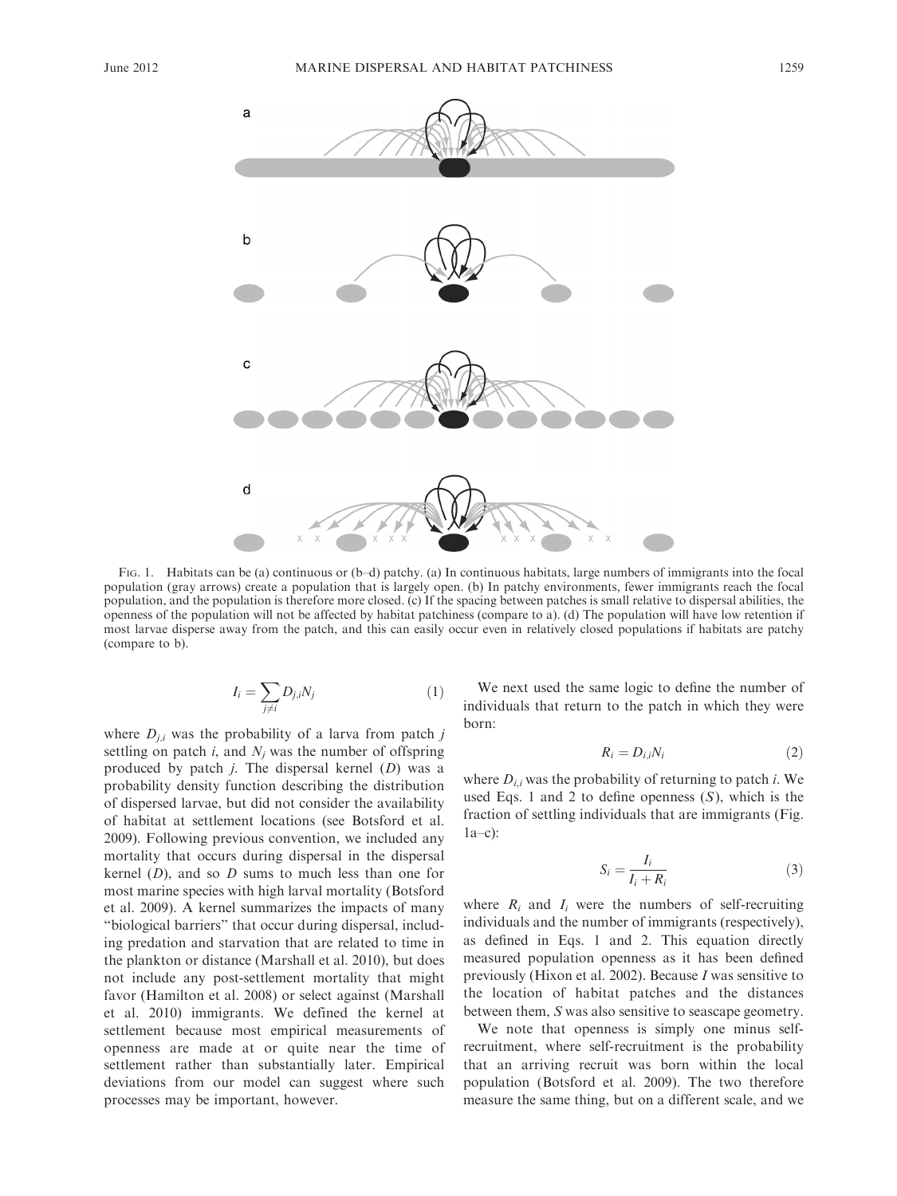FIG. 1. Habitats can be (a) continuous or (b–d) patchy. (a) In continuous habitats, large numbers of immigrants into the focal population (gray arrows) create a population that is largely open. (b) In patchy environments, fewer immigrants reach the focal population, and the population is therefore more closed. (c) If the spacing between patches is small relative to dispersal abilities, the openness of the population will not be affected by habitat patchiness (compare to a). (d) The population will have low retention if most larvae disperse away from the patch, and this can easily occur even in relatively closed populations if habitats are patchy (compare to b).

$$I_i = \sum_{j \neq i} D_{j,i} N_j \qquad (1)$$

where $D_{j,i}$ was the probability of a larva from patch $j$ settling on patch $i$, and $N_j$ was the number of offspring produced by patch $j$. The dispersal kernel ($D$) was a probability density function describing the distribution of dispersed larvae, but did not consider the availability of habitat at settlement locations (see Botsford et al. 2009). Following previous convention, we included any mortality that occurs during dispersal in the dispersal kernel ($D$), and so $D$ sums to much less than one for most marine species with high larval mortality (Botsford et al. 2009). A kernel summarizes the impacts of many "biological barriers" that occur during dispersal, including predation and starvation that are related to time in the plankton or distance (Marshall et al. 2010), but does not include any post-settlement mortality that might favor (Hamilton et al. 2008) or select against (Marshall et al. 2010) immigrants. We defined the kernel at settlement because most empirical measurements of openness are made at or quite near the time of settlement rather than substantially later. Empirical deviations from our model can suggest where such processes may be important, however.

We next used the same logic to define the number of individuals that return to the patch in which they were born:

$$R_i = D_{i,i} N_i \qquad (2)$$

where $D_{i,i}$ was the probability of returning to patch $i$. We used Eqs. 1 and 2 to define openness ($S$), which is the fraction of settling individuals that are immigrants (Fig. 1a–c):

$$S_i = \frac{I_i}{I_i + R_i} \qquad (3)$$

where $R_i$ and $I_i$ were the numbers of self-recruiting individuals and the number of immigrants (respectively), as defined in Eqs. 1 and 2. This equation directly measured population openness as it has been defined previously (Hixon et al. 2002). Because $I$ was sensitive to the location of habitat patches and the distances between them, $S$ was also sensitive to seascape geometry.

We note that openness is simply one minus self-recruitment, where self-recruitment is the probability that an arriving recruit was born within the local population (Botsford et al. 2009). The two therefore measure the same thing, but on a different scale, and we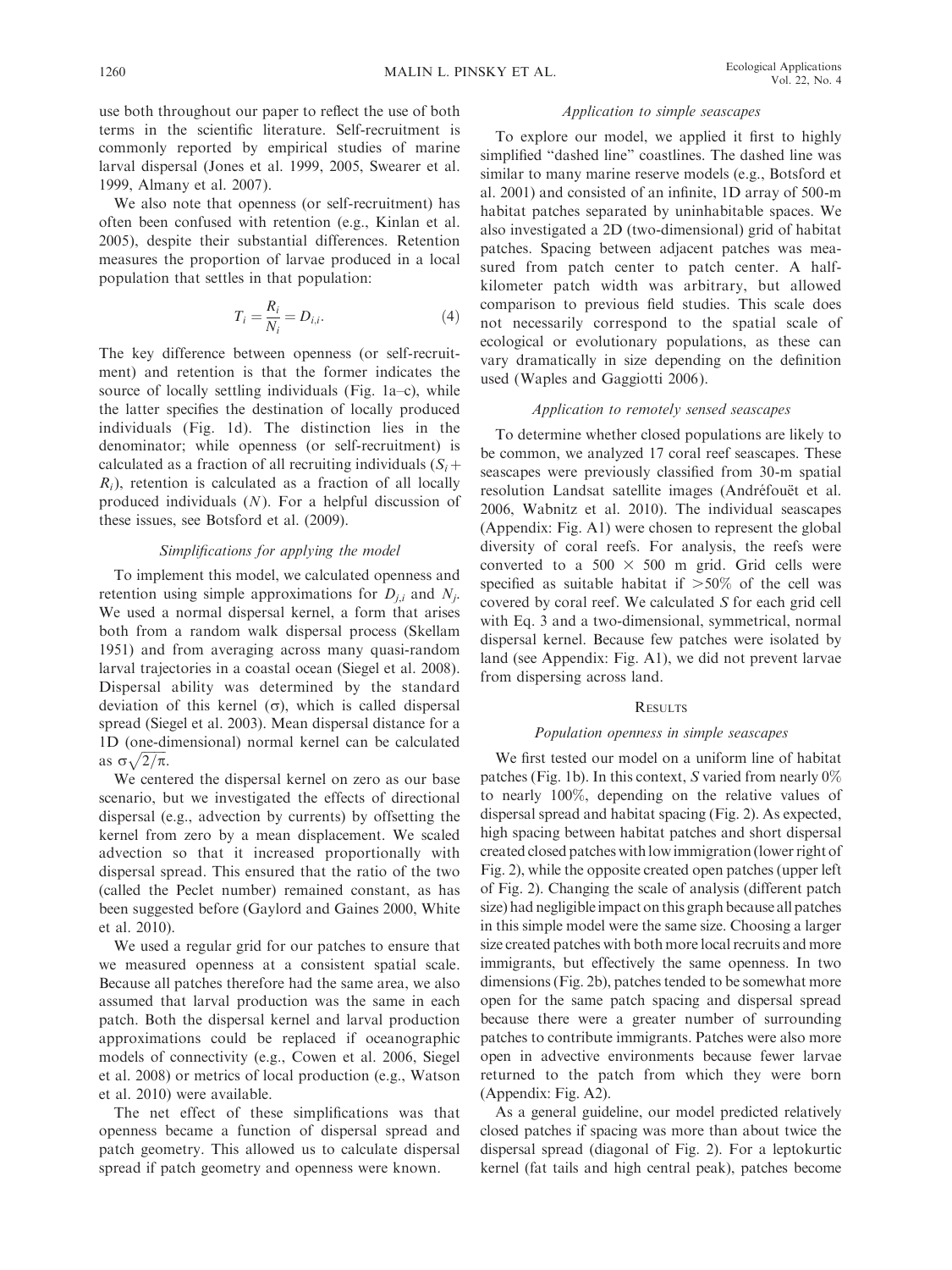use both throughout our paper to reflect the use of both terms in the scientific literature. Self-recruitment is commonly reported by empirical studies of marine larval dispersal (Jones et al. 1999, 2005, Swearer et al. 1999, Almany et al. 2007).

We also note that openness (or self-recruitment) has often been confused with retention (e.g., Kinlan et al. 2005), despite their substantial differences. Retention measures the proportion of larvae produced in a local population that settles in that population:

$$T_i = \frac{R_i}{N_i} = D_{i,i}. \tag{4}$$

The key difference between openness (or self-recruitment) and retention is that the former indicates the source of locally settling individuals (Fig. 1a–c), while the latter specifies the destination of locally produced individuals (Fig. 1d). The distinction lies in the denominator; while openness (or self-recruitment) is calculated as a fraction of all recruiting individuals ($S_i + R_i$), retention is calculated as a fraction of all locally produced individuals ($N$). For a helpful discussion of these issues, see Botsford et al. (2009).

### *Simplifications for applying the model*

To implement this model, we calculated openness and retention using simple approximations for $D_{j,i}$ and $N_j$. We used a normal dispersal kernel, a form that arises both from a random walk dispersal process (Skellam 1951) and from averaging across many quasi-random larval trajectories in a coastal ocean (Siegel et al. 2008). Dispersal ability was determined by the standard deviation of this kernel ($\sigma$), which is called dispersal spread (Siegel et al. 2003). Mean dispersal distance for a 1D (one-dimensional) normal kernel can be calculated as $\sigma\sqrt{2/\pi}$.

We centered the dispersal kernel on zero as our base scenario, but we investigated the effects of directional dispersal (e.g., advection by currents) by offsetting the kernel from zero by a mean displacement. We scaled advection so that it increased proportionally with dispersal spread. This ensured that the ratio of the two (called the Peclet number) remained constant, as has been suggested before (Gaylord and Gaines 2000, White et al. 2010).

We used a regular grid for our patches to ensure that we measured openness at a consistent spatial scale. Because all patches therefore had the same area, we also assumed that larval production was the same in each patch. Both the dispersal kernel and larval production approximations could be replaced if oceanographic models of connectivity (e.g., Cowen et al. 2006, Siegel et al. 2008) or metrics of local production (e.g., Watson et al. 2010) were available.

The net effect of these simplifications was that openness became a function of dispersal spread and patch geometry. This allowed us to calculate dispersal spread if patch geometry and openness were known.

### *Application to simple seascapes*

To explore our model, we applied it first to highly simplified "dashed line" coastlines. The dashed line was similar to many marine reserve models (e.g., Botsford et al. 2001) and consisted of an infinite, 1D array of 500-m habitat patches separated by uninhabitable spaces. We also investigated a 2D (two-dimensional) grid of habitat patches. Spacing between adjacent patches was measured from patch center to patch center. A half-kilometer patch width was arbitrary, but allowed comparison to previous field studies. This scale does not necessarily correspond to the spatial scale of ecological or evolutionary populations, as these can vary dramatically in size depending on the definition used (Waples and Gaggiotti 2006).

### *Application to remotely sensed seascapes*

To determine whether closed populations are likely to be common, we analyzed 17 coral reef seascapes. These seascapes were previously classified from 30-m spatial resolution Landsat satellite images (Andréfouët et al. 2006, Wabnitz et al. 2010). The individual seascapes (Appendix: Fig. A1) were chosen to represent the global diversity of coral reefs. For analysis, the reefs were converted to a 500 × 500 m grid. Grid cells were specified as suitable habitat if >50% of the cell was covered by coral reef. We calculated $S$ for each grid cell with Eq. 3 and a two-dimensional, symmetrical, normal dispersal kernel. Because few patches were isolated by land (see Appendix: Fig. A1), we did not prevent larvae from dispersing across land.

## Results

### *Population openness in simple seascapes*

We first tested our model on a uniform line of habitat patches (Fig. 1b). In this context, $S$ varied from nearly 0% to nearly 100%, depending on the relative values of dispersal spread and habitat spacing (Fig. 2). As expected, high spacing between habitat patches and short dispersal created closed patches with low immigration (lower right of Fig. 2), while the opposite created open patches (upper left of Fig. 2). Changing the scale of analysis (different patch size) had negligible impact on this graph because all patches in this simple model were the same size. Choosing a larger size created patches with both more local recruits and more immigrants, but effectively the same openness. In two dimensions (Fig. 2b), patches tended to be somewhat more open for the same patch spacing and dispersal spread because there were a greater number of surrounding patches to contribute immigrants. Patches were also more open in advective environments because fewer larvae returned to the patch from which they were born (Appendix: Fig. A2).

As a general guideline, our model predicted relatively closed patches if spacing was more than about twice the dispersal spread (diagonal of Fig. 2). For a leptokurtic kernel (fat tails and high central peak), patches become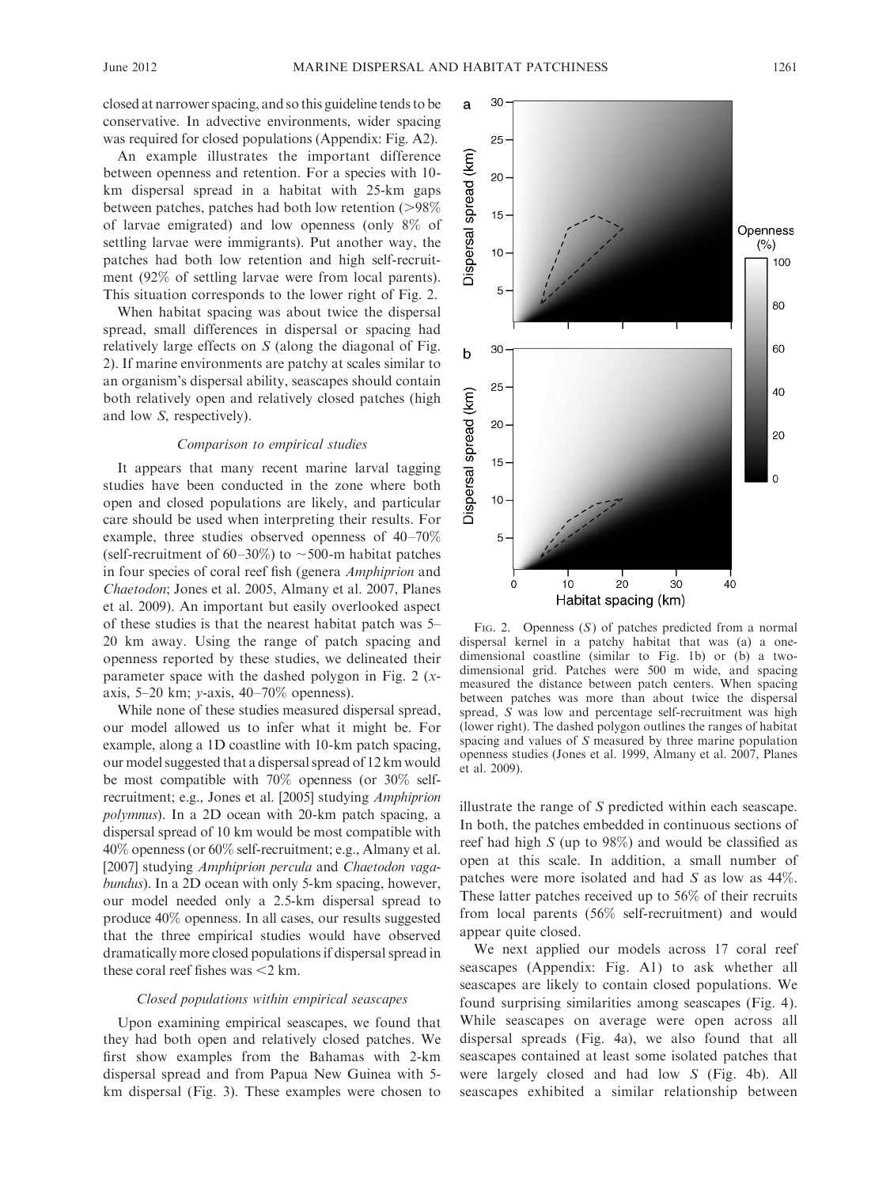closed at narrower spacing, and so this guideline tends to be conservative. In advective environments, wider spacing was required for closed populations (Appendix: Fig. A2).

An example illustrates the important difference between openness and retention. For a species with 10-km dispersal spread in a habitat with 25-km gaps between patches, patches had both low retention (>98% of larvae emigrated) and low openness (only 8% of settling larvae were immigrants). Put another way, the patches had both low retention and high self-recruitment (92% of settling larvae were from local parents). This situation corresponds to the lower right of Fig. 2.

When habitat spacing was about twice the dispersal spread, small differences in dispersal or spacing had relatively large effects on $S$ (along the diagonal of Fig. 2). If marine environments are patchy at scales similar to an organism's dispersal ability, seascapes should contain both relatively open and relatively closed patches (high and low $S$, respectively).

### *Comparison to empirical studies*

It appears that many recent marine larval tagging studies have been conducted in the zone where both open and closed populations are likely, and particular care should be used when interpreting their results. For example, three studies observed openness of 40–70% (self-recruitment of 60–30%) to ~500-m habitat patches in four species of coral reef fish (genera *Amphiprion* and *Chaetodon*; Jones et al. 2005, Almany et al. 2007, Planes et al. 2009). An important but easily overlooked aspect of these studies is that the nearest habitat patch was 5–20 km away. Using the range of patch spacing and openness reported by these studies, we delineated their parameter space with the dashed polygon in Fig. 2 (*x*-axis, 5–20 km; *y*-axis, 40–70% openness).

While none of these studies measured dispersal spread, our model allowed us to infer what it might be. For example, along a 1D coastline with 10-km patch spacing, our model suggested that a dispersal spread of 12 km would be most compatible with 70% openness (or 30% self-recruitment; e.g., Jones et al. [2005] studying *Amphiprion polymnus*). In a 2D ocean with 20-km patch spacing, a dispersal spread of 10 km would be most compatible with 40% openness (or 60% self-recruitment; e.g., Almany et al. [2007] studying *Amphiprion percula* and *Chaetodon vagabundus*). In a 2D ocean with only 5-km spacing, however, our model needed only a 2.5-km dispersal spread to produce 40% openness. In all cases, our results suggested that the three empirical studies would have observed dramatically more closed populations if dispersal spread in these coral reef fishes was <2 km.

### *Closed populations within empirical seascapes*

Upon examining empirical seascapes, we found that they had both open and relatively closed patches. We first show examples from the Bahamas with 2-km dispersal spread and from Papua New Guinea with 5-km dispersal (Fig. 3). These examples were chosen to illustrate the range of $S$ predicted within each seascape. In both, the patches embedded in continuous sections of reef had high $S$ (up to 98%) and would be classified as open at this scale. In addition, a small number of patches were more isolated and had $S$ as low as 44%. These latter patches received up to 56% of their recruits from local parents (56% self-recruitment) and would appear quite closed.

We next applied our models across 17 coral reef seascapes (Appendix: Fig. A1) to ask whether all seascapes are likely to contain closed populations. We found surprising similarities among seascapes (Fig. 4). While seascapes on average were open across all dispersal spreads (Fig. 4a), we also found that all seascapes contained at least some isolated patches that were largely closed and had low $S$ (Fig. 4b). All seascapes exhibited a similar relationship between

Fig. 2. Openness ($S$) of patches predicted from a normal dispersal kernel in a patchy habitat that was (a) a one-dimensional coastline (similar to Fig. 1b) or (b) a two-dimensional grid. Patches were 500 m wide, and spacing measured the distance between patch centers. When spacing between patches was more than about twice the dispersal spread, $S$ was low and percentage self-recruitment was high (lower right). The dashed polygon outlines the ranges of habitat spacing and values of $S$ measured by three marine population openness studies (Jones et al. 1999, Almany et al. 2007, Planes et al. 2009).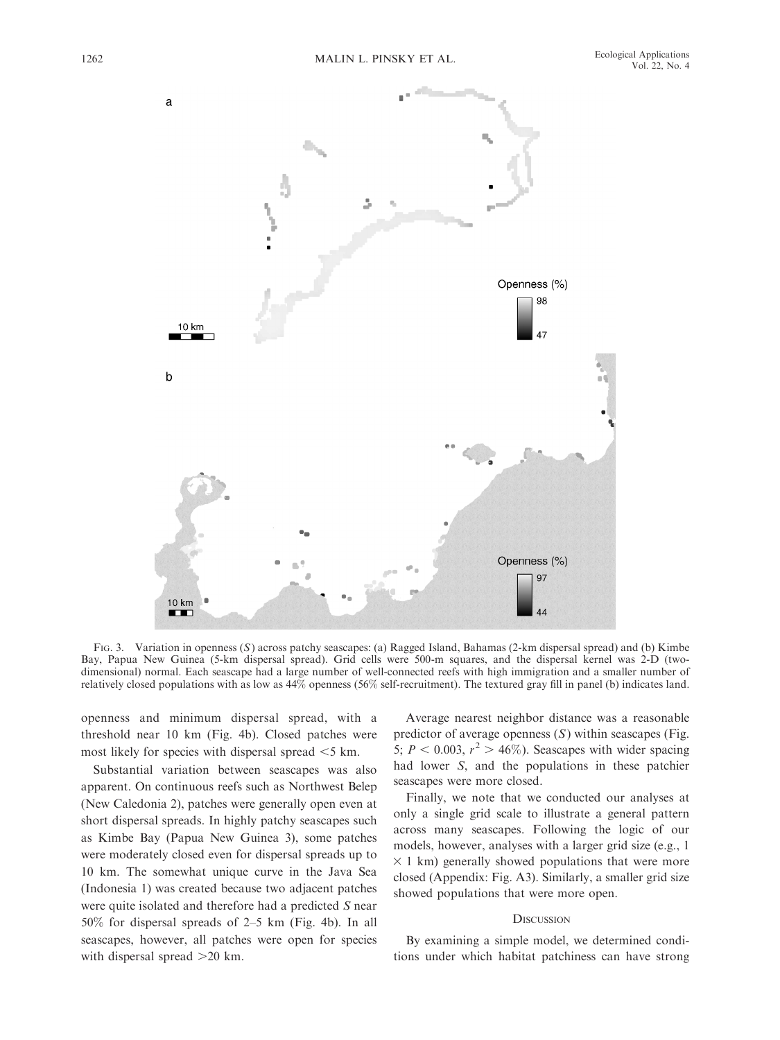FIG. 3. Variation in openness ($S$) across patchy seascapes: (a) Ragged Island, Bahamas (2-km dispersal spread) and (b) Kimbe Bay, Papua New Guinea (5-km dispersal spread). Grid cells were 500-m squares, and the dispersal kernel was 2-D (two-dimensional) normal. Each seascape had a large number of well-connected reefs with high immigration and a smaller number of relatively closed populations with as low as 44% openness (56% self-recruitment). The textured gray fill in panel (b) indicates land.

openness and minimum dispersal spread, with a threshold near 10 km (Fig. 4b). Closed patches were most likely for species with dispersal spread <5 km.

Substantial variation between seascapes was also apparent. On continuous reefs such as Northwest Belep (New Caledonia 2), patches were generally open even at short dispersal spreads. In highly patchy seascapes such as Kimbe Bay (Papua New Guinea 3), some patches were moderately closed even for dispersal spreads up to 10 km. The somewhat unique curve in the Java Sea (Indonesia 1) was created because two adjacent patches were quite isolated and therefore had a predicted $S$ near 50% for dispersal spreads of 2–5 km (Fig. 4b). In all seascapes, however, all patches were open for species with dispersal spread >20 km.

Average nearest neighbor distance was a reasonable predictor of average openness ($S$) within seascapes (Fig. 5; $P < 0.003$, $r^2 > 46\%$). Seascapes with wider spacing had lower $S$, and the populations in these patchier seascapes were more closed.

Finally, we note that we conducted our analyses at only a single grid scale to illustrate a general pattern across many seascapes. Following the logic of our models, however, analyses with a larger grid size (e.g., 1 $\times$ 1 km) generally showed populations that were more closed (Appendix: Fig. A3). Similarly, a smaller grid size showed populations that were more open.

## DISCUSSION

By examining a simple model, we determined conditions under which habitat patchiness can have strong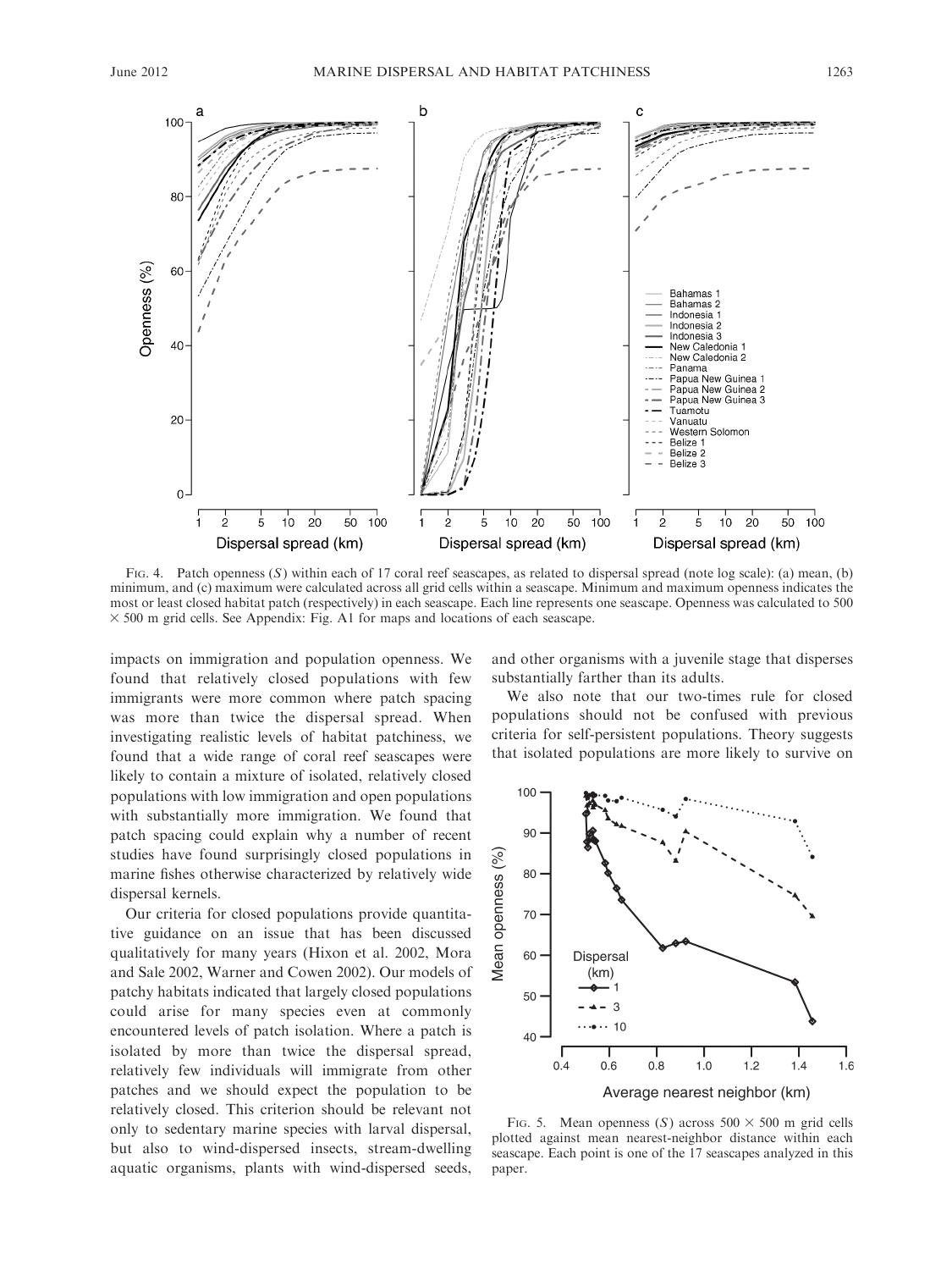Fig. 4. Patch openness ($S$) within each of 17 coral reef seascapes, as related to dispersal spread (note log scale): (a) mean, (b) minimum, and (c) maximum were calculated across all grid cells within a seascape. Minimum and maximum openness indicates the most or least closed habitat patch (respectively) in each seascape. Each line represents one seascape. Openness was calculated to 500 $\times$ 500 m grid cells. See Appendix: Fig. A1 for maps and locations of each seascape.

impacts on immigration and population openness. We found that relatively closed populations with few immigrants were more common where patch spacing was more than twice the dispersal spread. When investigating realistic levels of habitat patchiness, we found that a wide range of coral reef seascapes were likely to contain a mixture of isolated, relatively closed populations with low immigration and open populations with substantially more immigration. We found that patch spacing could explain why a number of recent studies have found surprisingly closed populations in marine fishes otherwise characterized by relatively wide dispersal kernels.

Our criteria for closed populations provide quantitative guidance on an issue that has been discussed qualitatively for many years (Hixon et al. 2002, Mora and Sale 2002, Warner and Cowen 2002). Our models of patchy habitats indicated that largely closed populations could arise for many species even at commonly encountered levels of patch isolation. Where a patch is isolated by more than twice the dispersal spread, relatively few individuals will immigrate from other patches and we should expect the population to be relatively closed. This criterion should be relevant not only to sedentary marine species with larval dispersal, but also to wind-dispersed insects, stream-dwelling aquatic organisms, plants with wind-dispersed seeds, and other organisms with a juvenile stage that disperses substantially farther than its adults.

We also note that our two-times rule for closed populations should not be confused with previous criteria for self-persistent populations. Theory suggests that isolated populations are more likely to survive on

Fig. 5. Mean openness ($S$) across 500 $\times$ 500 m grid cells plotted against mean nearest-neighbor distance within each seascape. Each point is one of the 17 seascapes analyzed in this paper.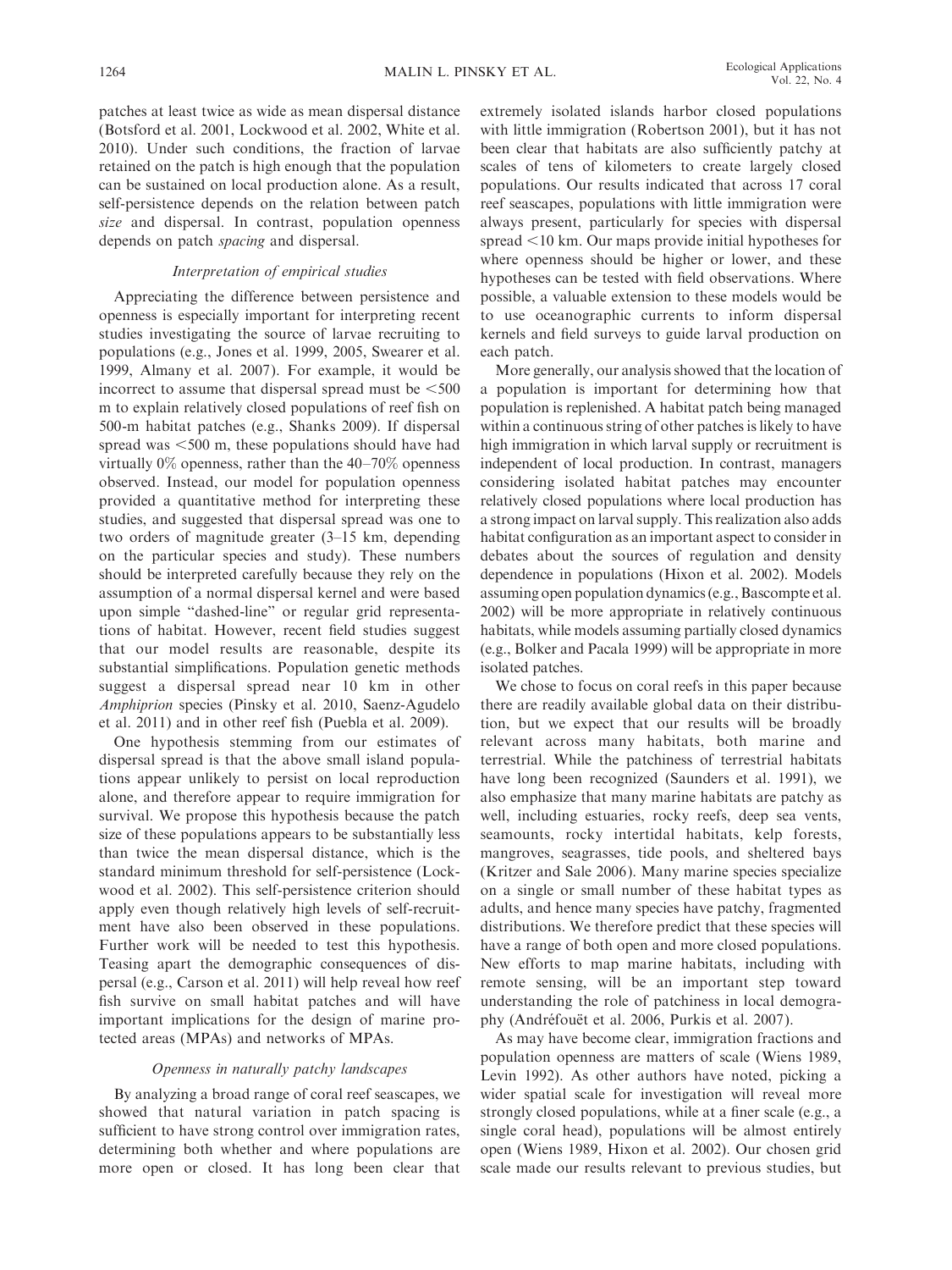patches at least twice as wide as mean dispersal distance (Botsford et al. 2001, Lockwood et al. 2002, White et al. 2010). Under such conditions, the fraction of larvae retained on the patch is high enough that the population can be sustained on local production alone. As a result, self-persistence depends on the relation between patch *size* and dispersal. In contrast, population openness depends on patch *spacing* and dispersal.

### *Interpretation of empirical studies*

Appreciating the difference between persistence and openness is especially important for interpreting recent studies investigating the source of larvae recruiting to populations (e.g., Jones et al. 1999, 2005, Swearer et al. 1999, Almany et al. 2007). For example, it would be incorrect to assume that dispersal spread must be <500 m to explain relatively closed populations of reef fish on 500-m habitat patches (e.g., Shanks 2009). If dispersal spread was <500 m, these populations should have had virtually 0% openness, rather than the 40–70% openness observed. Instead, our model for population openness provided a quantitative method for interpreting these studies, and suggested that dispersal spread was one to two orders of magnitude greater (3–15 km, depending on the particular species and study). These numbers should be interpreted carefully because they rely on the assumption of a normal dispersal kernel and were based upon simple "dashed-line" or regular grid representations of habitat. However, recent field studies suggest that our model results are reasonable, despite its substantial simplifications. Population genetic methods suggest a dispersal spread near 10 km in other *Amphiprion* species (Pinsky et al. 2010, Saenz-Agudelo et al. 2011) and in other reef fish (Puebla et al. 2009).

One hypothesis stemming from our estimates of dispersal spread is that the above small island populations appear unlikely to persist on local reproduction alone, and therefore appear to require immigration for survival. We propose this hypothesis because the patch size of these populations appears to be substantially less than twice the mean dispersal distance, which is the standard minimum threshold for self-persistence (Lockwood et al. 2002). This self-persistence criterion should apply even though relatively high levels of self-recruitment have also been observed in these populations. Further work will be needed to test this hypothesis. Teasing apart the demographic consequences of dispersal (e.g., Carson et al. 2011) will help reveal how reef fish survive on small habitat patches and will have important implications for the design of marine protected areas (MPAs) and networks of MPAs.

### *Openness in naturally patchy landscapes*

By analyzing a broad range of coral reef seascapes, we showed that natural variation in patch spacing is sufficient to have strong control over immigration rates, determining both whether and where populations are more open or closed. It has long been clear that extremely isolated islands harbor closed populations with little immigration (Robertson 2001), but it has not been clear that habitats are also sufficiently patchy at scales of tens of kilometers to create largely closed populations. Our results indicated that across 17 coral reef seascapes, populations with little immigration were always present, particularly for species with dispersal spread <10 km. Our maps provide initial hypotheses for where openness should be higher or lower, and these hypotheses can be tested with field observations. Where possible, a valuable extension to these models would be to use oceanographic currents to inform dispersal kernels and field surveys to guide larval production on each patch.

More generally, our analysis showed that the location of a population is important for determining how that population is replenished. A habitat patch being managed within a continuous string of other patches is likely to have high immigration in which larval supply or recruitment is independent of local production. In contrast, managers considering isolated habitat patches may encounter relatively closed populations where local production has a strong impact on larval supply. This realization also adds habitat configuration as an important aspect to consider in debates about the sources of regulation and density dependence in populations (Hixon et al. 2002). Models assuming open population dynamics (e.g., Bascompte et al. 2002) will be more appropriate in relatively continuous habitats, while models assuming partially closed dynamics (e.g., Bolker and Pacala 1999) will be appropriate in more isolated patches.

We chose to focus on coral reefs in this paper because there are readily available global data on their distribution, but we expect that our results will be broadly relevant across many habitats, both marine and terrestrial. While the patchiness of terrestrial habitats have long been recognized (Saunders et al. 1991), we also emphasize that many marine habitats are patchy as well, including estuaries, rocky reefs, deep sea vents, seamounts, rocky intertidal habitats, kelp forests, mangroves, seagrasses, tide pools, and sheltered bays (Kritzer and Sale 2006). Many marine species specialize on a single or small number of these habitat types as adults, and hence many species have patchy, fragmented distributions. We therefore predict that these species will have a range of both open and more closed populations. New efforts to map marine habitats, including with remote sensing, will be an important step toward understanding the role of patchiness in local demography (Andréfouët et al. 2006, Purkis et al. 2007).

As may have become clear, immigration fractions and population openness are matters of scale (Wiens 1989, Levin 1992). As other authors have noted, picking a wider spatial scale for investigation will reveal more strongly closed populations, while at a finer scale (e.g., a single coral head), populations will be almost entirely open (Wiens 1989, Hixon et al. 2002). Our chosen grid scale made our results relevant to previous studies, but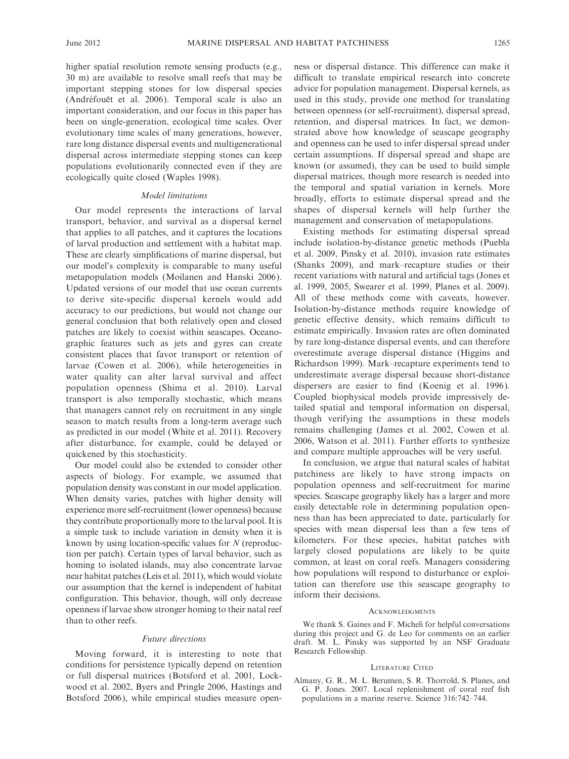higher spatial resolution remote sensing products (e.g., 30 m) are available to resolve small reefs that may be important stepping stones for low dispersal species (Andréfouët et al. 2006). Temporal scale is also an important consideration, and our focus in this paper has been on single-generation, ecological time scales. Over evolutionary time scales of many generations, however, rare long distance dispersal events and multigenerational dispersal across intermediate stepping stones can keep populations evolutionarily connected even if they are ecologically quite closed (Waples 1998).

### *Model limitations*

Our model represents the interactions of larval transport, behavior, and survival as a dispersal kernel that applies to all patches, and it captures the locations of larval production and settlement with a habitat map. These are clearly simplifications of marine dispersal, but our model's complexity is comparable to many useful metapopulation models (Moilanen and Hanski 2006). Updated versions of our model that use ocean currents to derive site-specific dispersal kernels would add accuracy to our predictions, but would not change our general conclusion that both relatively open and closed patches are likely to coexist within seascapes. Oceanographic features such as jets and gyres can create consistent places that favor transport or retention of larvae (Cowen et al. 2006), while heterogeneities in water quality can alter larval survival and affect population openness (Shima et al. 2010). Larval transport is also temporally stochastic, which means that managers cannot rely on recruitment in any single season to match results from a long-term average such as predicted in our model (White et al. 2011). Recovery after disturbance, for example, could be delayed or quickened by this stochasticity.

Our model could also be extended to consider other aspects of biology. For example, we assumed that population density was constant in our model application. When density varies, patches with higher density will experience more self-recruitment (lower openness) because they contribute proportionally more to the larval pool. It is a simple task to include variation in density when it is known by using location-specific values for $N$ (reproduction per patch). Certain types of larval behavior, such as homing to isolated islands, may also concentrate larvae near habitat patches (Leis et al. 2011), which would violate our assumption that the kernel is independent of habitat configuration. This behavior, though, will only decrease openness if larvae show stronger homing to their natal reef than to other reefs.

### *Future directions*

Moving forward, it is interesting to note that conditions for persistence typically depend on retention or full dispersal matrices (Botsford et al. 2001, Lockwood et al. 2002, Byers and Pringle 2006, Hastings and Botsford 2006), while empirical studies measure openness or dispersal distance. This difference can make it difficult to translate empirical research into concrete advice for population management. Dispersal kernels, as used in this study, provide one method for translating between openness (or self-recruitment), dispersal spread, retention, and dispersal matrices. In fact, we demonstrated above how knowledge of seascape geography and openness can be used to infer dispersal spread under certain assumptions. If dispersal spread and shape are known (or assumed), they can be used to build simple dispersal matrices, though more research is needed into the temporal and spatial variation in kernels. More broadly, efforts to estimate dispersal spread and the shapes of dispersal kernels will help further the management and conservation of metapopulations.

Existing methods for estimating dispersal spread include isolation-by-distance genetic methods (Puebla et al. 2009, Pinsky et al. 2010), invasion rate estimates (Shanks 2009), and mark–recapture studies or their recent variations with natural and artificial tags (Jones et al. 1999, 2005, Swearer et al. 1999, Planes et al. 2009). All of these methods come with caveats, however. Isolation-by-distance methods require knowledge of genetic effective density, which remains difficult to estimate empirically. Invasion rates are often dominated by rare long-distance dispersal events, and can therefore overestimate average dispersal distance (Higgins and Richardson 1999). Mark–recapture experiments tend to underestimate average dispersal because short-distance dispersers are easier to find (Koenig et al. 1996). Coupled biophysical models provide impressively detailed spatial and temporal information on dispersal, though verifying the assumptions in these models remains challenging (James et al. 2002, Cowen et al. 2006, Watson et al. 2011). Further efforts to synthesize and compare multiple approaches will be very useful.

In conclusion, we argue that natural scales of habitat patchiness are likely to have strong impacts on population openness and self-recruitment for marine species. Seascape geography likely has a larger and more easily detectable role in determining population openness than has been appreciated to date, particularly for species with mean dispersal less than a few tens of kilometers. For these species, habitat patches with largely closed populations are likely to be quite common, at least on coral reefs. Managers considering how populations will respond to disturbance or exploitation can therefore use this seascape geography to inform their decisions.

## Acknowledgments

We thank S. Gaines and F. Micheli for helpful conversations during this project and G. de Leo for comments on an earlier draft. M. L. Pinsky was supported by an NSF Graduate Research Fellowship.

## Literature Cited

Almany, G. R., M. L. Berumen, S. R. Thorrold, S. Planes, and G. P. Jones. 2007. Local replenishment of coral reef fish populations in a marine reserve. Science 316:742–744.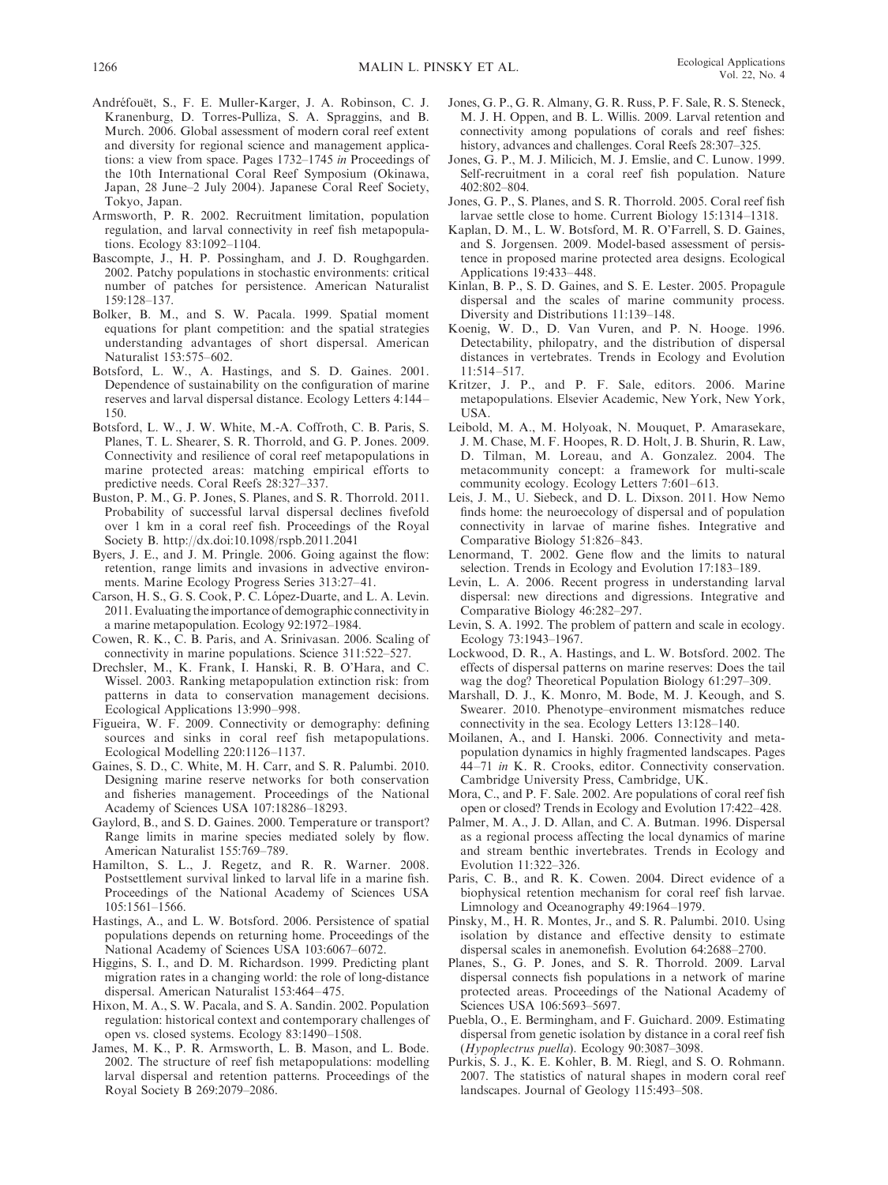Andréfouët, S., F. E. Muller-Karger, J. A. Robinson, C. J. Kranenburg, D. Torres-Pulliza, S. A. Spraggins, and B. Murch. 2006. Global assessment of modern coral reef extent and diversity for regional science and management applications: a view from space. Pages 1732–1745 *in* Proceedings of the 10th International Coral Reef Symposium (Okinawa, Japan, 28 June–2 July 2004). Japanese Coral Reef Society, Tokyo, Japan.

Armsworth, P. R. 2002. Recruitment limitation, population regulation, and larval connectivity in reef fish metapopulations. Ecology 83:1092–1104.

Bascompte, J., H. P. Possingham, and J. D. Roughgarden. 2002. Patchy populations in stochastic environments: critical number of patches for persistence. American Naturalist 159:128–137.

Bolker, B. M., and S. W. Pacala. 1999. Spatial moment equations for plant competition: and the spatial strategies understanding advantages of short dispersal. American Naturalist 153:575–602.

Botsford, L. W., A. Hastings, and S. D. Gaines. 2001. Dependence of sustainability on the configuration of marine reserves and larval dispersal distance. Ecology Letters 4:144–150.

Botsford, L. W., J. W. White, M.-A. Coffroth, C. B. Paris, S. Planes, T. L. Shearer, S. R. Thorrold, and G. P. Jones. 2009. Connectivity and resilience of coral reef metapopulations in marine protected areas: matching empirical efforts to predictive needs. Coral Reefs 28:327–337.

Buston, P. M., G. P. Jones, S. Planes, and S. R. Thorrold. 2011. Probability of successful larval dispersal declines fivefold over 1 km in a coral reef fish. Proceedings of the Royal Society B. http://dx.doi:10.1098/rspb.2011.2041

Byers, J. E., and J. M. Pringle. 2006. Going against the flow: retention, range limits and invasions in advective environments. Marine Ecology Progress Series 313:27–41.

Carson, H. S., G. S. Cook, P. C. López-Duarte, and L. A. Levin. 2011. Evaluating the importance of demographic connectivity in a marine metapopulation. Ecology 92:1972–1984.

Cowen, R. K., C. B. Paris, and A. Srinivasan. 2006. Scaling of connectivity in marine populations. Science 311:522–527.

Drechsler, M., K. Frank, I. Hanski, R. B. O'Hara, and C. Wissel. 2003. Ranking metapopulation extinction risk: from patterns in data to conservation management decisions. Ecological Applications 13:990–998.

Figueira, W. F. 2009. Connectivity or demography: defining sources and sinks in coral reef fish metapopulations. Ecological Modelling 220:1126–1137.

Gaines, S. D., C. White, M. H. Carr, and S. R. Palumbi. 2010. Designing marine reserve networks for both conservation and fisheries management. Proceedings of the National Academy of Sciences USA 107:18286–18293.

Gaylord, B., and S. D. Gaines. 2000. Temperature or transport? Range limits in marine species mediated solely by flow. American Naturalist 155:769–789.

Hamilton, S. L., J. Regetz, and R. R. Warner. 2008. Postsettlement survival linked to larval life in a marine fish. Proceedings of the National Academy of Sciences USA 105:1561–1566.

Hastings, A., and L. W. Botsford. 2006. Persistence of spatial populations depends on returning home. Proceedings of the National Academy of Sciences USA 103:6067–6072.

Higgins, S. I., and D. M. Richardson. 1999. Predicting plant migration rates in a changing world: the role of long-distance dispersal. American Naturalist 153:464–475.

Hixon, M. A., S. W. Pacala, and S. A. Sandin. 2002. Population regulation: historical context and contemporary challenges of open vs. closed systems. Ecology 83:1490–1508.

James, M. K., P. R. Armsworth, L. B. Mason, and L. Bode. 2002. The structure of reef fish metapopulations: modelling larval dispersal and retention patterns. Proceedings of the Royal Society B 269:2079–2086.

Jones, G. P., G. R. Almany, G. R. Russ, P. F. Sale, R. S. Steneck, M. J. H. Oppen, and B. L. Willis. 2009. Larval retention and connectivity among populations of corals and reef fishes: history, advances and challenges. Coral Reefs 28:307–325.

Jones, G. P., M. J. Milicich, M. J. Emslie, and C. Lunow. 1999. Self-recruitment in a coral reef fish population. Nature 402:802–804.

Jones, G. P., S. Planes, and S. R. Thorrold. 2005. Coral reef fish larvae settle close to home. Current Biology 15:1314–1318.

Kaplan, D. M., L. W. Botsford, M. R. O'Farrell, S. D. Gaines, and S. Jorgensen. 2009. Model-based assessment of persistence in proposed marine protected area designs. Ecological Applications 19:433–448.

Kinlan, B. P., S. D. Gaines, and S. E. Lester. 2005. Propagule dispersal and the scales of marine community process. Diversity and Distributions 11:139–148.

Koenig, W. D., D. Van Vuren, and P. N. Hooge. 1996. Detectability, philopatry, and the distribution of dispersal distances in vertebrates. Trends in Ecology and Evolution 11:514–517.

Kritzer, J. P., and P. F. Sale, editors. 2006. Marine metapopulations. Elsevier Academic, New York, New York, USA.

Leibold, M. A., M. Holyoak, N. Mouquet, P. Amarasekare, J. M. Chase, M. F. Hoopes, R. D. Holt, J. B. Shurin, R. Law, D. Tilman, M. Loreau, and A. Gonzalez. 2004. The metacommunity concept: a framework for multi-scale community ecology. Ecology Letters 7:601–613.

Leis, J. M., U. Siebeck, and D. L. Dixson. 2011. How Nemo finds home: the neuroecology of dispersal and of population connectivity in larvae of marine fishes. Integrative and Comparative Biology 51:826–843.

Lenormand, T. 2002. Gene flow and the limits to natural selection. Trends in Ecology and Evolution 17:183–189.

Levin, L. A. 2006. Recent progress in understanding larval dispersal: new directions and digressions. Integrative and Comparative Biology 46:282–297.

Levin, S. A. 1992. The problem of pattern and scale in ecology. Ecology 73:1943–1967.

Lockwood, D. R., A. Hastings, and L. W. Botsford. 2002. The effects of dispersal patterns on marine reserves: Does the tail wag the dog? Theoretical Population Biology 61:297–309.

Marshall, D. J., K. Monro, M. Bode, M. J. Keough, and S. Swearer. 2010. Phenotype–environment mismatches reduce connectivity in the sea. Ecology Letters 13:128–140.

Moilanen, A., and I. Hanski. 2006. Connectivity and metapopulation dynamics in highly fragmented landscapes. Pages 44–71 *in* K. R. Crooks, editor. Connectivity conservation. Cambridge University Press, Cambridge, UK.

Mora, C., and P. F. Sale. 2002. Are populations of coral reef fish open or closed? Trends in Ecology and Evolution 17:422–428.

Palmer, M. A., J. D. Allan, and C. A. Butman. 1996. Dispersal as a regional process affecting the local dynamics of marine and stream benthic invertebrates. Trends in Ecology and Evolution 11:322–326.

Paris, C. B., and R. K. Cowen. 2004. Direct evidence of a biophysical retention mechanism for coral reef fish larvae. Limnology and Oceanography 49:1964–1979.

Pinsky, M., H. R. Montes, Jr., and S. R. Palumbi. 2010. Using isolation by distance and effective density to estimate dispersal scales in anemonefish. Evolution 64:2688–2700.

Planes, S., G. P. Jones, and S. R. Thorrold. 2009. Larval dispersal connects fish populations in a network of marine protected areas. Proceedings of the National Academy of Sciences USA 106:5693–5697.

Puebla, O., E. Bermingham, and F. Guichard. 2009. Estimating dispersal from genetic isolation by distance in a coral reef fish (*Hypoplectrus puella*). Ecology 90:3087–3098.

Purkis, S. J., K. E. Kohler, B. M. Riegl, and S. O. Rohmann. 2007. The statistics of natural shapes in modern coral reef landscapes. Journal of Geology 115:493–508.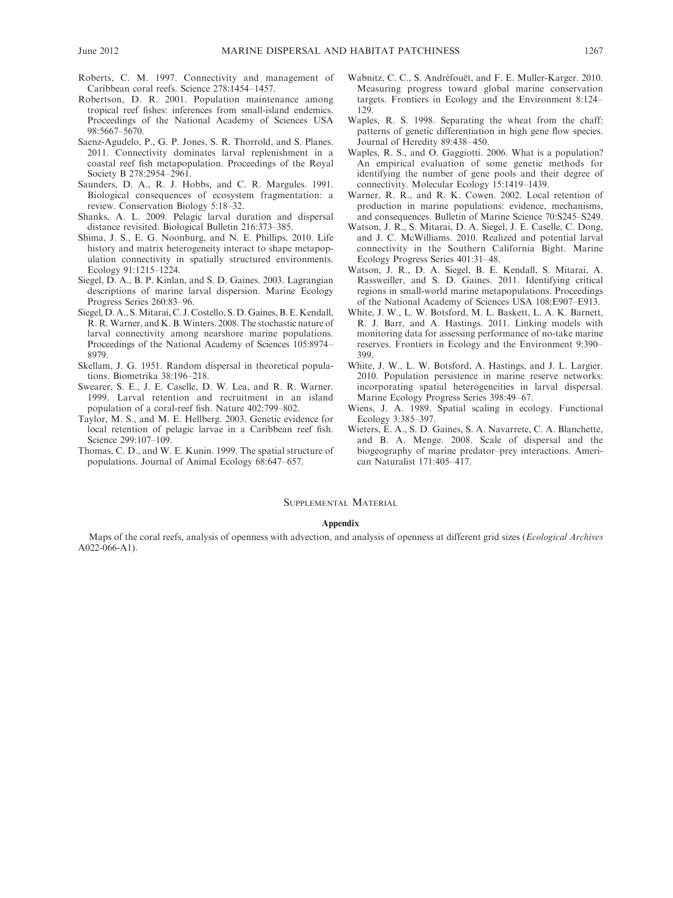Roberts, C. M. 1997. Connectivity and management of Caribbean coral reefs. Science 278:1454–1457.

Robertson, D. R. 2001. Population maintenance among tropical reef fishes: inferences from small-island endemics. Proceedings of the National Academy of Sciences USA 98:5667–5670.

Saenz-Agudelo, P., G. P. Jones, S. R. Thorrold, and S. Planes. 2011. Connectivity dominates larval replenishment in a coastal reef fish metapopulation. Proceedings of the Royal Society B 278:2954–2961.

Saunders, D. A., R. J. Hobbs, and C. R. Margules. 1991. Biological consequences of ecosystem fragmentation: a review. Conservation Biology 5:18–32.

Shanks, A. L. 2009. Pelagic larval duration and dispersal distance revisited. Biological Bulletin 216:373–385.

Shima, J. S., E. G. Noonburg, and N. E. Phillips. 2010. Life history and matrix heterogeneity interact to shape metapopulation connectivity in spatially structured environments. Ecology 91:1215–1224.

Siegel, D. A., B. P. Kinlan, and S. D. Gaines. 2003. Lagrangian descriptions of marine larval dispersion. Marine Ecology Progress Series 260:83–96.

Siegel, D. A., S. Mitarai, C. J. Costello, S. D. Gaines, B. E. Kendall, R. R. Warner, and K. B. Winters. 2008. The stochastic nature of larval connectivity among nearshore marine populations. Proceedings of the National Academy of Sciences 105:8974–8979.

Skellam, J. G. 1951. Random dispersal in theoretical populations. Biometrika 38:196–218.

Swearer, S. E., J. E. Caselle, D. W. Lea, and R. R. Warner. 1999. Larval retention and recruitment in an island population of a coral-reef fish. Nature 402:799–802.

Taylor, M. S., and M. E. Hellberg. 2003. Genetic evidence for local retention of pelagic larvae in a Caribbean reef fish. Science 299:107–109.

Thomas, C. D., and W. E. Kunin. 1999. The spatial structure of populations. Journal of Animal Ecology 68:647–657.

Wabnitz, C. C., S. Andréfouët, and F. E. Muller-Karger. 2010. Measuring progress toward global marine conservation targets. Frontiers in Ecology and the Environment 8:124–129.

Waples, R. S. 1998. Separating the wheat from the chaff: patterns of genetic differentiation in high gene flow species. Journal of Heredity 89:438–450.

Waples, R. S., and O. Gaggiotti. 2006. What is a population? An empirical evaluation of some genetic methods for identifying the number of gene pools and their degree of connectivity. Molecular Ecology 15:1419–1439.

Warner, R. R., and R. K. Cowen. 2002. Local retention of production in marine populations: evidence, mechanisms, and consequences. Bulletin of Marine Science 70:S245–S249.

Watson, J. R., S. Mitarai, D. A. Siegel, J. E. Caselle, C. Dong, and J. C. McWilliams. 2010. Realized and potential larval connectivity in the Southern California Bight. Marine Ecology Progress Series 401:31–48.

Watson, J. R., D. A. Siegel, B. E. Kendall, S. Mitarai, A. Rassweiller, and S. D. Gaines. 2011. Identifying critical regions in small-world marine metapopulations. Proceedings of the National Academy of Sciences USA 108:E907–E913.

White, J. W., L. W. Botsford, M. L. Baskett, L. A. K. Barnett, R. J. Barr, and A. Hastings. 2011. Linking models with monitoring data for assessing performance of no-take marine reserves. Frontiers in Ecology and the Environment 9:390–399.

White, J. W., L. W. Botsford, A. Hastings, and J. L. Largier. 2010. Population persistence in marine reserve networks: incorporating spatial heterogeneities in larval dispersal. Marine Ecology Progress Series 398:49–67.

Wiens, J. A. 1989. Spatial scaling in ecology. Functional Ecology 3:385–397.

Wieters, E. A., S. D. Gaines, S. A. Navarrete, C. A. Blanchette, and B. A. Menge. 2008. Scale of dispersal and the biogeography of marine predator–prey interactions. American Naturalist 171:405–417.

## Supplemental Material

### Appendix

Maps of the coral reefs, analysis of openness with advection, and analysis of openness at different grid sizes (*Ecological Archives* A022-066-A1).